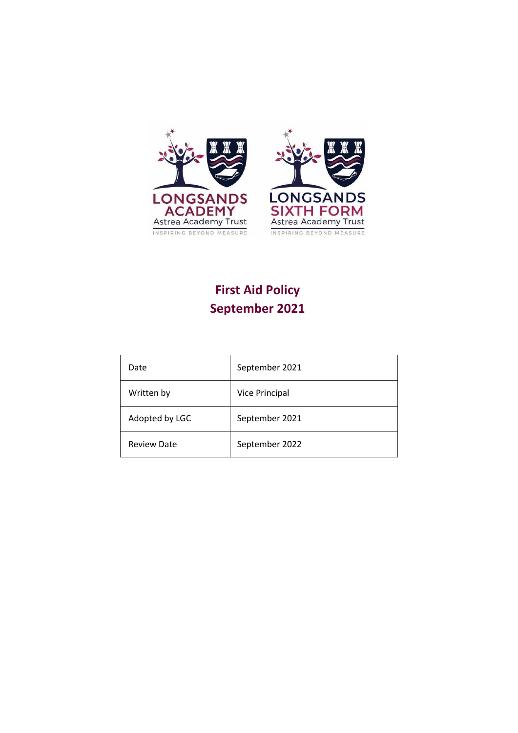LONGSANDS ACADEMY
Astrea Academy Trust
INSPIRING BEYOND MEASURE

LONGSANDS SIXTH FORM
Astrea Academy Trust
INSPIRING BEYOND MEASURE

# First Aid Policy
# September 2021

| Date | September 2021 |
|---|---|
| Written by | Vice Principal |
| Adopted by LGC | September 2021 |
| Review Date | September 2022 |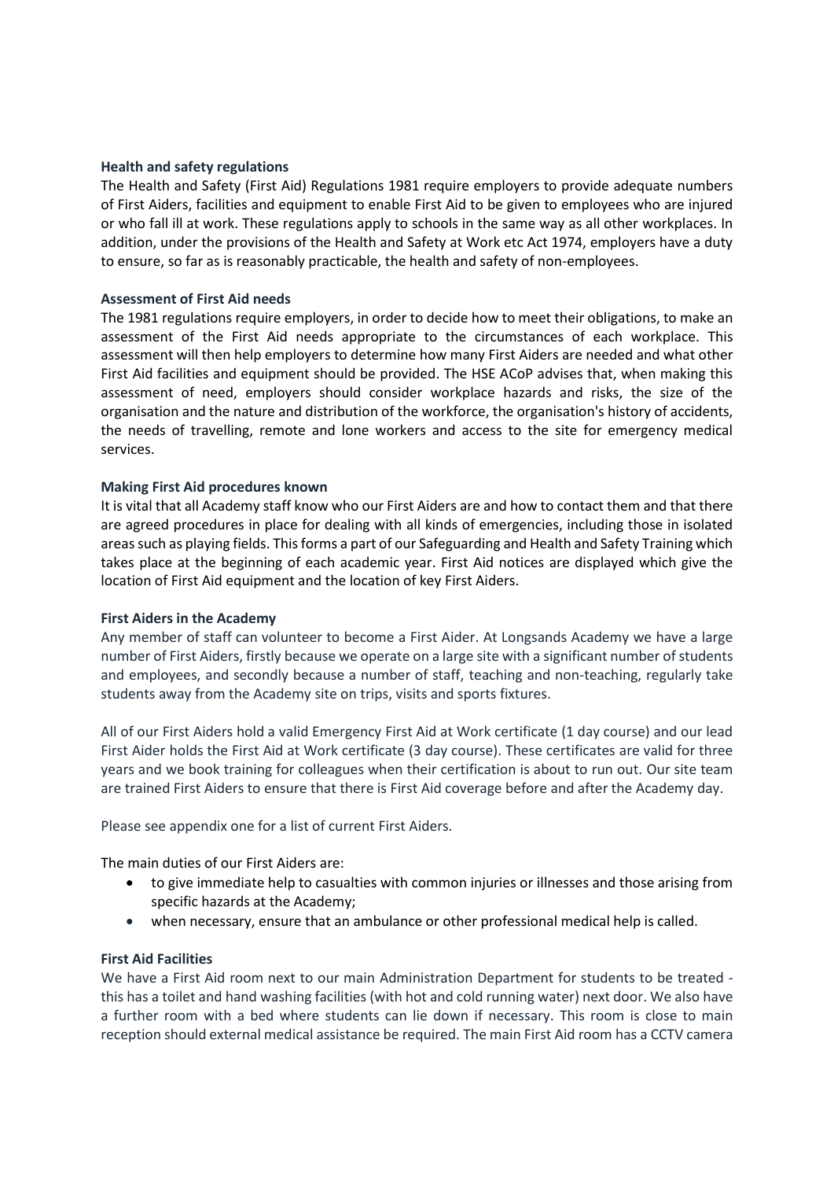**Health and safety regulations**

The Health and Safety (First Aid) Regulations 1981 require employers to provide adequate numbers of First Aiders, facilities and equipment to enable First Aid to be given to employees who are injured or who fall ill at work. These regulations apply to schools in the same way as all other workplaces. In addition, under the provisions of the Health and Safety at Work etc Act 1974, employers have a duty to ensure, so far as is reasonably practicable, the health and safety of non-employees.

**Assessment of First Aid needs**

The 1981 regulations require employers, in order to decide how to meet their obligations, to make an assessment of the First Aid needs appropriate to the circumstances of each workplace. This assessment will then help employers to determine how many First Aiders are needed and what other First Aid facilities and equipment should be provided. The HSE ACoP advises that, when making this assessment of need, employers should consider workplace hazards and risks, the size of the organisation and the nature and distribution of the workforce, the organisation's history of accidents, the needs of travelling, remote and lone workers and access to the site for emergency medical services.

**Making First Aid procedures known**

It is vital that all Academy staff know who our First Aiders are and how to contact them and that there are agreed procedures in place for dealing with all kinds of emergencies, including those in isolated areas such as playing fields. This forms a part of our Safeguarding and Health and Safety Training which takes place at the beginning of each academic year. First Aid notices are displayed which give the location of First Aid equipment and the location of key First Aiders.

**First Aiders in the Academy**

Any member of staff can volunteer to become a First Aider. At Longsands Academy we have a large number of First Aiders, firstly because we operate on a large site with a significant number of students and employees, and secondly because a number of staff, teaching and non-teaching, regularly take students away from the Academy site on trips, visits and sports fixtures.

All of our First Aiders hold a valid Emergency First Aid at Work certificate (1 day course) and our lead First Aider holds the First Aid at Work certificate (3 day course). These certificates are valid for three years and we book training for colleagues when their certification is about to run out. Our site team are trained First Aiders to ensure that there is First Aid coverage before and after the Academy day.

Please see appendix one for a list of current First Aiders.

The main duties of our First Aiders are:

- to give immediate help to casualties with common injuries or illnesses and those arising from specific hazards at the Academy;
- when necessary, ensure that an ambulance or other professional medical help is called.

**First Aid Facilities**

We have a First Aid room next to our main Administration Department for students to be treated - this has a toilet and hand washing facilities (with hot and cold running water) next door. We also have a further room with a bed where students can lie down if necessary. This room is close to main reception should external medical assistance be required. The main First Aid room has a CCTV camera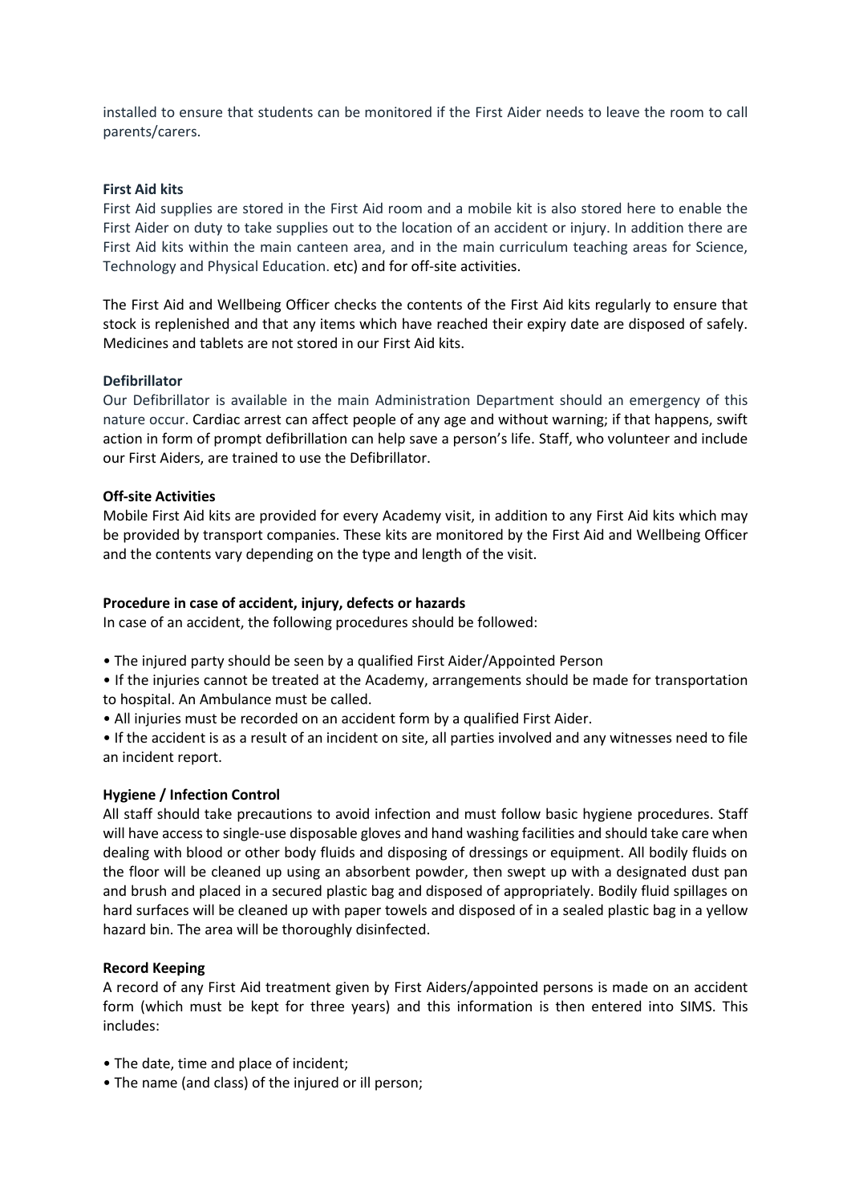installed to ensure that students can be monitored if the First Aider needs to leave the room to call parents/carers.

**First Aid kits**

First Aid supplies are stored in the First Aid room and a mobile kit is also stored here to enable the First Aider on duty to take supplies out to the location of an accident or injury. In addition there are First Aid kits within the main canteen area, and in the main curriculum teaching areas for Science, Technology and Physical Education. etc) and for off-site activities.

The First Aid and Wellbeing Officer checks the contents of the First Aid kits regularly to ensure that stock is replenished and that any items which have reached their expiry date are disposed of safely. Medicines and tablets are not stored in our First Aid kits.

**Defibrillator**

Our Defibrillator is available in the main Administration Department should an emergency of this nature occur. Cardiac arrest can affect people of any age and without warning; if that happens, swift action in form of prompt defibrillation can help save a person's life. Staff, who volunteer and include our First Aiders, are trained to use the Defibrillator.

**Off-site Activities**

Mobile First Aid kits are provided for every Academy visit, in addition to any First Aid kits which may be provided by transport companies. These kits are monitored by the First Aid and Wellbeing Officer and the contents vary depending on the type and length of the visit.

**Procedure in case of accident, injury, defects or hazards**

In case of an accident, the following procedures should be followed:

- The injured party should be seen by a qualified First Aider/Appointed Person
- If the injuries cannot be treated at the Academy, arrangements should be made for transportation to hospital. An Ambulance must be called.
- All injuries must be recorded on an accident form by a qualified First Aider.
- If the accident is as a result of an incident on site, all parties involved and any witnesses need to file an incident report.

**Hygiene / Infection Control**

All staff should take precautions to avoid infection and must follow basic hygiene procedures. Staff will have access to single-use disposable gloves and hand washing facilities and should take care when dealing with blood or other body fluids and disposing of dressings or equipment. All bodily fluids on the floor will be cleaned up using an absorbent powder, then swept up with a designated dust pan and brush and placed in a secured plastic bag and disposed of appropriately. Bodily fluid spillages on hard surfaces will be cleaned up with paper towels and disposed of in a sealed plastic bag in a yellow hazard bin. The area will be thoroughly disinfected.

**Record Keeping**

A record of any First Aid treatment given by First Aiders/appointed persons is made on an accident form (which must be kept for three years) and this information is then entered into SIMS. This includes:

- The date, time and place of incident;
- The name (and class) of the injured or ill person;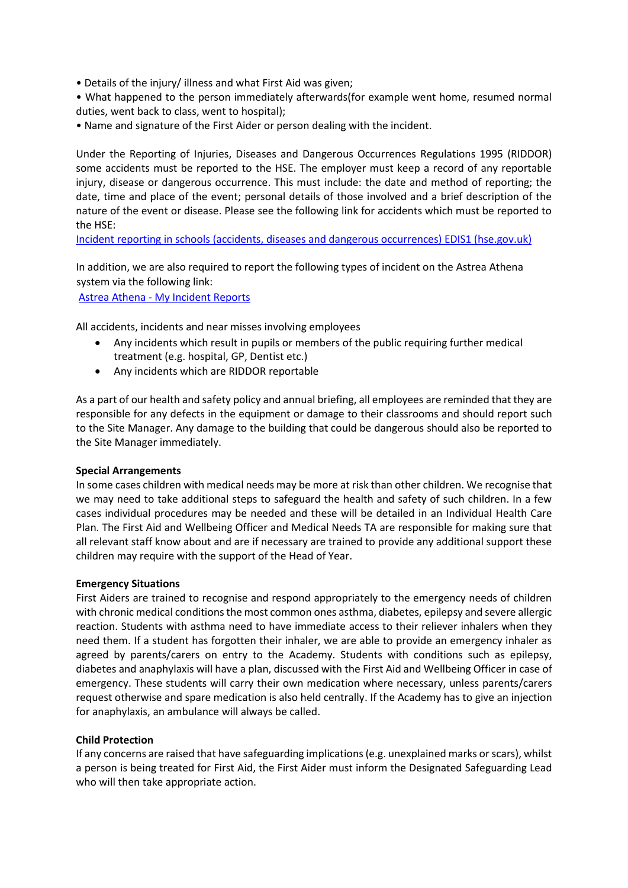• Details of the injury/ illness and what First Aid was given;

• What happened to the person immediately afterwards(for example went home, resumed normal duties, went back to class, went to hospital);

• Name and signature of the First Aider or person dealing with the incident.

Under the Reporting of Injuries, Diseases and Dangerous Occurrences Regulations 1995 (RIDDOR) some accidents must be reported to the HSE. The employer must keep a record of any reportable injury, disease or dangerous occurrence. This must include: the date and method of reporting; the date, time and place of the event; personal details of those involved and a brief description of the nature of the event or disease. Please see the following link for accidents which must be reported to the HSE:

[Incident reporting in schools (accidents, diseases and dangerous occurrences) EDIS1 (hse.gov.uk)]()

In addition, we are also required to report the following types of incident on the Astrea Athena system via the following link:

[Astrea Athena - My Incident Reports]()

All accidents, incidents and near misses involving employees

- Any incidents which result in pupils or members of the public requiring further medical treatment (e.g. hospital, GP, Dentist etc.)
- Any incidents which are RIDDOR reportable

As a part of our health and safety policy and annual briefing, all employees are reminded that they are responsible for any defects in the equipment or damage to their classrooms and should report such to the Site Manager. Any damage to the building that could be dangerous should also be reported to the Site Manager immediately.

**Special Arrangements**

In some cases children with medical needs may be more at risk than other children. We recognise that we may need to take additional steps to safeguard the health and safety of such children. In a few cases individual procedures may be needed and these will be detailed in an Individual Health Care Plan. The First Aid and Wellbeing Officer and Medical Needs TA are responsible for making sure that all relevant staff know about and are if necessary are trained to provide any additional support these children may require with the support of the Head of Year.

**Emergency Situations**

First Aiders are trained to recognise and respond appropriately to the emergency needs of children with chronic medical conditions the most common ones asthma, diabetes, epilepsy and severe allergic reaction. Students with asthma need to have immediate access to their reliever inhalers when they need them. If a student has forgotten their inhaler, we are able to provide an emergency inhaler as agreed by parents/carers on entry to the Academy. Students with conditions such as epilepsy, diabetes and anaphylaxis will have a plan, discussed with the First Aid and Wellbeing Officer in case of emergency. These students will carry their own medication where necessary, unless parents/carers request otherwise and spare medication is also held centrally. If the Academy has to give an injection for anaphylaxis, an ambulance will always be called.

**Child Protection**

If any concerns are raised that have safeguarding implications (e.g. unexplained marks or scars), whilst a person is being treated for First Aid, the First Aider must inform the Designated Safeguarding Lead who will then take appropriate action.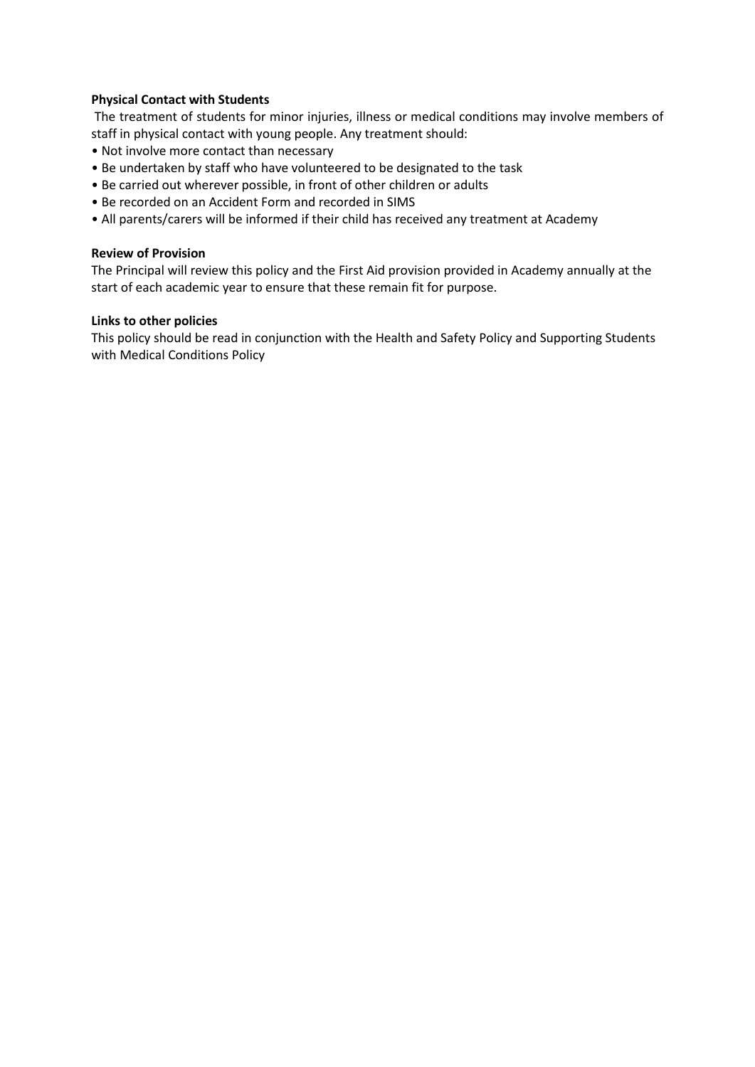**Physical Contact with Students**

The treatment of students for minor injuries, illness or medical conditions may involve members of staff in physical contact with young people. Any treatment should:

- Not involve more contact than necessary
- Be undertaken by staff who have volunteered to be designated to the task
- Be carried out wherever possible, in front of other children or adults
- Be recorded on an Accident Form and recorded in SIMS
- All parents/carers will be informed if their child has received any treatment at Academy

**Review of Provision**

The Principal will review this policy and the First Aid provision provided in Academy annually at the start of each academic year to ensure that these remain fit for purpose.

**Links to other policies**

This policy should be read in conjunction with the Health and Safety Policy and Supporting Students with Medical Conditions Policy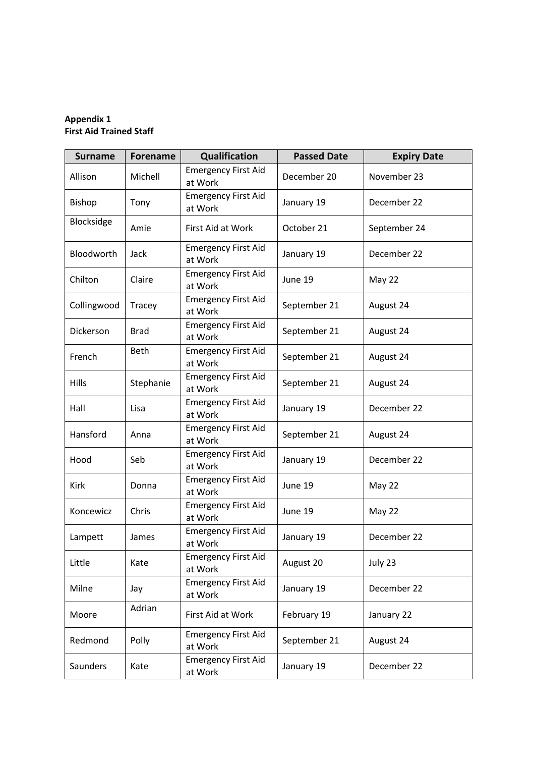**Appendix 1**
**First Aid Trained Staff**

| Surname | Forename | Qualification | Passed Date | Expiry Date |
|---|---|---|---|---|
| Allison | Michell | Emergency First Aid at Work | December 20 | November 23 |
| Bishop | Tony | Emergency First Aid at Work | January 19 | December 22 |
| Blocksidge | Amie | First Aid at Work | October 21 | September 24 |
| Bloodworth | Jack | Emergency First Aid at Work | January 19 | December 22 |
| Chilton | Claire | Emergency First Aid at Work | June 19 | May 22 |
| Collingwood | Tracey | Emergency First Aid at Work | September 21 | August 24 |
| Dickerson | Brad | Emergency First Aid at Work | September 21 | August 24 |
| French | Beth | Emergency First Aid at Work | September 21 | August 24 |
| Hills | Stephanie | Emergency First Aid at Work | September 21 | August 24 |
| Hall | Lisa | Emergency First Aid at Work | January 19 | December 22 |
| Hansford | Anna | Emergency First Aid at Work | September 21 | August 24 |
| Hood | Seb | Emergency First Aid at Work | January 19 | December 22 |
| Kirk | Donna | Emergency First Aid at Work | June 19 | May 22 |
| Koncewicz | Chris | Emergency First Aid at Work | June 19 | May 22 |
| Lampett | James | Emergency First Aid at Work | January 19 | December 22 |
| Little | Kate | Emergency First Aid at Work | August 20 | July 23 |
| Milne | Jay | Emergency First Aid at Work | January 19 | December 22 |
| Moore | Adrian | First Aid at Work | February 19 | January 22 |
| Redmond | Polly | Emergency First Aid at Work | September 21 | August 24 |
| Saunders | Kate | Emergency First Aid at Work | January 19 | December 22 |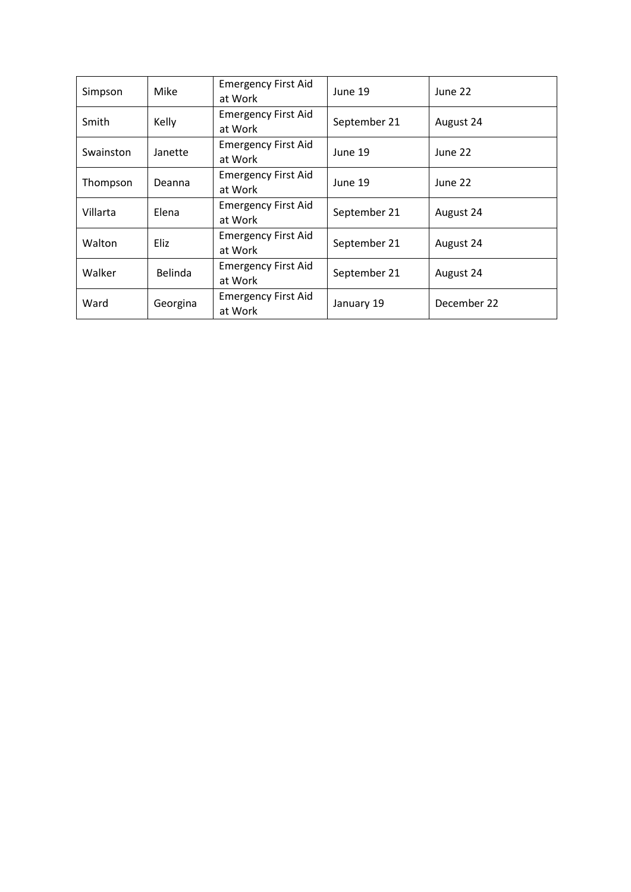| | | | | |
|---|---|---|---|---|
| Simpson | Mike | Emergency First Aid at Work | June 19 | June 22 |
| Smith | Kelly | Emergency First Aid at Work | September 21 | August 24 |
| Swainston | Janette | Emergency First Aid at Work | June 19 | June 22 |
| Thompson | Deanna | Emergency First Aid at Work | June 19 | June 22 |
| Villarta | Elena | Emergency First Aid at Work | September 21 | August 24 |
| Walton | Eliz | Emergency First Aid at Work | September 21 | August 24 |
| Walker | Belinda | Emergency First Aid at Work | September 21 | August 24 |
| Ward | Georgina | Emergency First Aid at Work | January 19 | December 22 |